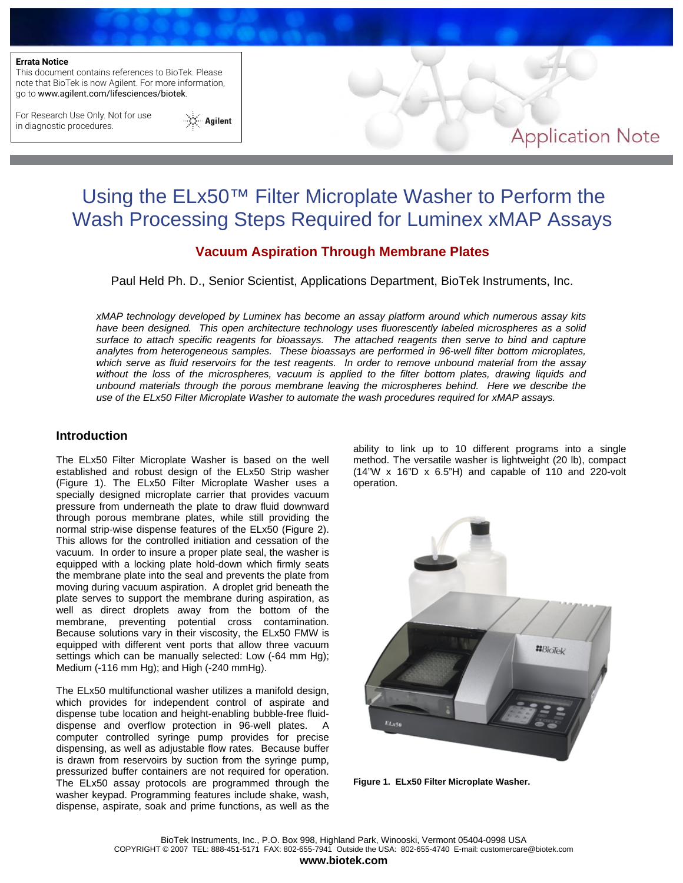**Errata Notice**
This document contains references to BioTek. Please note that BioTek is now Agilent. For more information, go to www.agilent.com/lifesciences/biotek.

For Research Use Only. Not for use in diagnostic procedures.

Application Note

# Using the ELx50™ Filter Microplate Washer to Perform the Wash Processing Steps Required for Luminex xMAP Assays

## Vacuum Aspiration Through Membrane Plates

Paul Held Ph. D., Senior Scientist, Applications Department, BioTek Instruments, Inc.

*xMAP technology developed by Luminex has become an assay platform around which numerous assay kits have been designed. This open architecture technology uses fluorescently labeled microspheres as a solid surface to attach specific reagents for bioassays. The attached reagents then serve to bind and capture analytes from heterogeneous samples. These bioassays are performed in 96-well filter bottom microplates, which serve as fluid reservoirs for the test reagents. In order to remove unbound material from the assay without the loss of the microspheres, vacuum is applied to the filter bottom plates, drawing liquids and unbound materials through the porous membrane leaving the microspheres behind. Here we describe the use of the ELx50 Filter Microplate Washer to automate the wash procedures required for xMAP assays.*

### Introduction

The ELx50 Filter Microplate Washer is based on the well established and robust design of the ELx50 Strip washer (Figure 1). The ELx50 Filter Microplate Washer uses a specially designed microplate carrier that provides vacuum pressure from underneath the plate to draw fluid downward through porous membrane plates, while still providing the normal strip-wise dispense features of the ELx50 (Figure 2). This allows for the controlled initiation and cessation of the vacuum. In order to insure a proper plate seal, the washer is equipped with a locking plate hold-down which firmly seats the membrane plate into the seal and prevents the plate from moving during vacuum aspiration. A droplet grid beneath the plate serves to support the membrane during aspiration, as well as direct droplets away from the bottom of the membrane, preventing potential cross contamination. Because solutions vary in their viscosity, the ELx50 FMW is equipped with different vent ports that allow three vacuum settings which can be manually selected: Low (-64 mm Hg); Medium (-116 mm Hg); and High (-240 mmHg).

The ELx50 multifunctional washer utilizes a manifold design, which provides for independent control of aspirate and dispense tube location and height-enabling bubble-free fluid-dispense and overflow protection in 96-well plates. A computer controlled syringe pump provides for precise dispensing, as well as adjustable flow rates. Because buffer is drawn from reservoirs by suction from the syringe pump, pressurized buffer containers are not required for operation. The ELx50 assay protocols are programmed through the washer keypad. Programming features include shake, wash, dispense, aspirate, soak and prime functions, as well as the ability to link up to 10 different programs into a single method. The versatile washer is lightweight (20 lb), compact (14"W x 16"D x 6.5"H) and capable of 110 and 220-volt operation.

**Figure 1. ELx50 Filter Microplate Washer.**

BioTek Instruments, Inc., P.O. Box 998, Highland Park, Winooski, Vermont 05404-0998 USA
COPYRIGHT © 2007 TEL: 888-451-5171 FAX: 802-655-7941 Outside the USA: 802-655-4740 E-mail: customercare@biotek.com
**www.biotek.com**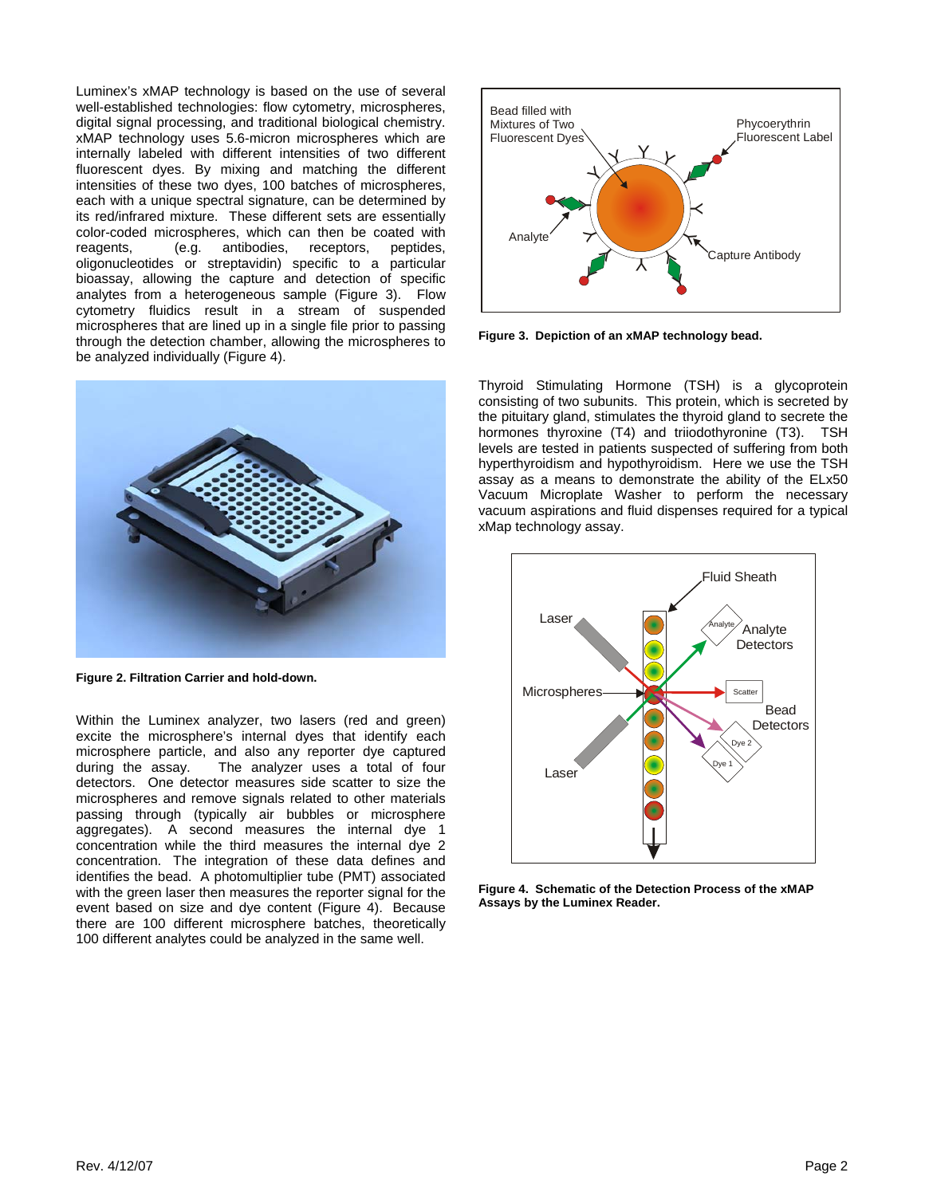Luminex's xMAP technology is based on the use of several well-established technologies: flow cytometry, microspheres, digital signal processing, and traditional biological chemistry. xMAP technology uses 5.6-micron microspheres which are internally labeled with different intensities of two different fluorescent dyes. By mixing and matching the different intensities of these two dyes, 100 batches of microspheres, each with a unique spectral signature, can be determined by its red/infrared mixture. These different sets are essentially color-coded microspheres, which can then be coated with reagents, (e.g. antibodies, receptors, peptides, oligonucleotides or streptavidin) specific to a particular bioassay, allowing the capture and detection of specific analytes from a heterogeneous sample (Figure 3). Flow cytometry fluidics result in a stream of suspended microspheres that are lined up in a single file prior to passing through the detection chamber, allowing the microspheres to be analyzed individually (Figure 4).

**Figure 2. Filtration Carrier and hold-down.**

Within the Luminex analyzer, two lasers (red and green) excite the microsphere's internal dyes that identify each microsphere particle, and also any reporter dye captured during the assay. The analyzer uses a total of four detectors. One detector measures side scatter to size the microspheres and remove signals related to other materials passing through (typically air bubbles or microsphere aggregates). A second measures the internal dye 1 concentration while the third measures the internal dye 2 concentration. The integration of these data defines and identifies the bead. A photomultiplier tube (PMT) associated with the green laser then measures the reporter signal for the event based on size and dye content (Figure 4). Because there are 100 different microsphere batches, theoretically 100 different analytes could be analyzed in the same well.

**Figure 3. Depiction of an xMAP technology bead.**

Thyroid Stimulating Hormone (TSH) is a glycoprotein consisting of two subunits. This protein, which is secreted by the pituitary gland, stimulates the thyroid gland to secrete the hormones thyroxine (T4) and triiodothyronine (T3). TSH levels are tested in patients suspected of suffering from both hyperthyroidism and hypothyroidism. Here we use the TSH assay as a means to demonstrate the ability of the ELx50 Vacuum Microplate Washer to perform the necessary vacuum aspirations and fluid dispenses required for a typical xMap technology assay.

**Figure 4. Schematic of the Detection Process of the xMAP Assays by the Luminex Reader.**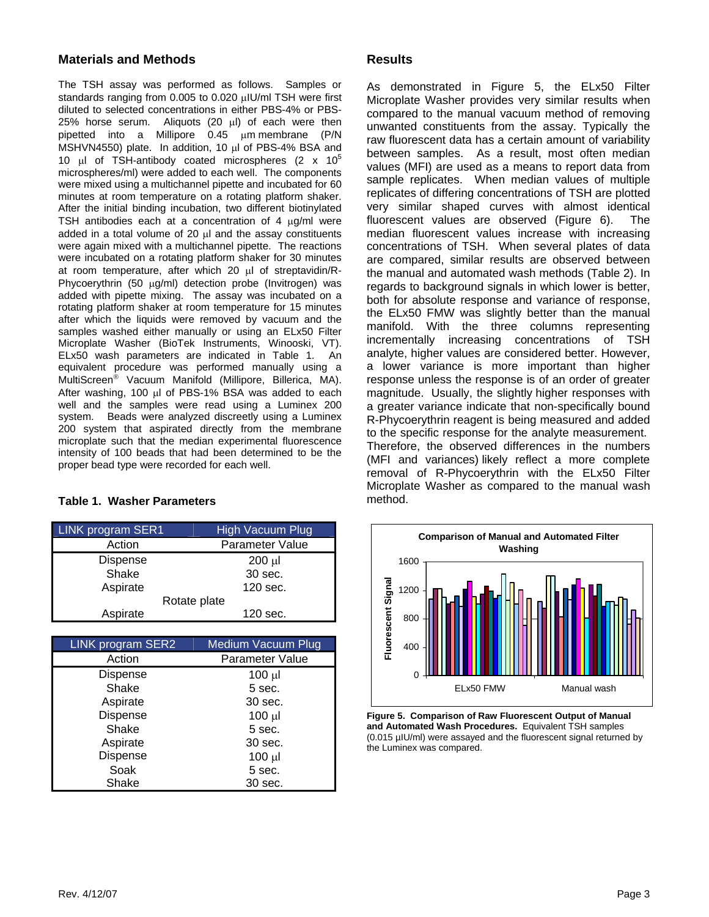## Materials and Methods

The TSH assay was performed as follows. Samples or standards ranging from 0.005 to 0.020 µIU/ml TSH were first diluted to selected concentrations in either PBS-4% or PBS-25% horse serum. Aliquots (20 µl) of each were then pipetted into a Millipore 0.45 µm membrane (P/N MSHVN4550) plate. In addition, 10 µl of PBS-4% BSA and 10 µl of TSH-antibody coated microspheres ($2 \times 10^5$ microspheres/ml) were added to each well. The components were mixed using a multichannel pipette and incubated for 60 minutes at room temperature on a rotating platform shaker. After the initial binding incubation, two different biotinylated TSH antibodies each at a concentration of 4 µg/ml were added in a total volume of 20 µl and the assay constituents were again mixed with a multichannel pipette. The reactions were incubated on a rotating platform shaker for 30 minutes at room temperature, after which 20 µl of streptavidin/R-Phycoerythrin (50 µg/ml) detection probe (Invitrogen) was added with pipette mixing. The assay was incubated on a rotating platform shaker at room temperature for 15 minutes after which the liquids were removed by vacuum and the samples washed either manually or using an ELx50 Filter Microplate Washer (BioTek Instruments, Winooski, VT). ELx50 wash parameters are indicated in Table 1. An equivalent procedure was performed manually using a MultiScreen® Vacuum Manifold (Millipore, Billerica, MA). After washing, 100 µl of PBS-1% BSA was added to each well and the samples were read using a Luminex 200 system. Beads were analyzed discreetly using a Luminex 200 system that aspirated directly from the membrane microplate such that the median experimental fluorescence intensity of 100 beads that had been determined to be the proper bead type were recorded for each well.

**Table 1. Washer Parameters**

| LINK program SER1 | High Vacuum Plug |
|---|---|
| Action | Parameter Value |
| Dispense | 200 µl |
| Shake | 30 sec. |
| Aspirate | 120 sec. |
| Rotate plate | |
| Aspirate | 120 sec. |

| LINK program SER2 | Medium Vacuum Plug |
|---|---|
| Action | Parameter Value |
| Dispense | 100 µl |
| Shake | 5 sec. |
| Aspirate | 30 sec. |
| Dispense | 100 µl |
| Shake | 5 sec. |
| Aspirate | 30 sec. |
| Dispense | 100 µl |
| Soak | 5 sec. |
| Shake | 30 sec. |

## Results

As demonstrated in Figure 5, the ELx50 Filter Microplate Washer provides very similar results when compared to the manual vacuum method of removing unwanted constituents from the assay. Typically the raw fluorescent data has a certain amount of variability between samples. As a result, most often median values (MFI) are used as a means to report data from sample replicates. When median values of multiple replicates of differing concentrations of TSH are plotted very similar shaped curves with almost identical fluorescent values are observed (Figure 6). The median fluorescent values increase with increasing concentrations of TSH. When several plates of data are compared, similar results are observed between the manual and automated wash methods (Table 2). In regards to background signals in which lower is better, both for absolute response and variance of response, the ELx50 FMW was slightly better than the manual manifold. With the three columns representing incrementally increasing concentrations of TSH analyte, higher values are considered better. However, a lower variance is more important than higher response unless the response is of an order of greater magnitude. Usually, the slightly higher responses with a greater variance indicate that non-specifically bound R-Phycoerythrin reagent is being measured and added to the specific response for the analyte measurement. Therefore, the observed differences in the numbers (MFI and variances) likely reflect a more complete removal of R-Phycoerythrin with the ELx50 Filter Microplate Washer as compared to the manual wash method.

**Figure 5. Comparison of Raw Fluorescent Output of Manual and Automated Wash Procedures.** Equivalent TSH samples (0.015 µIU/ml) were assayed and the fluorescent signal returned by the Luminex was compared.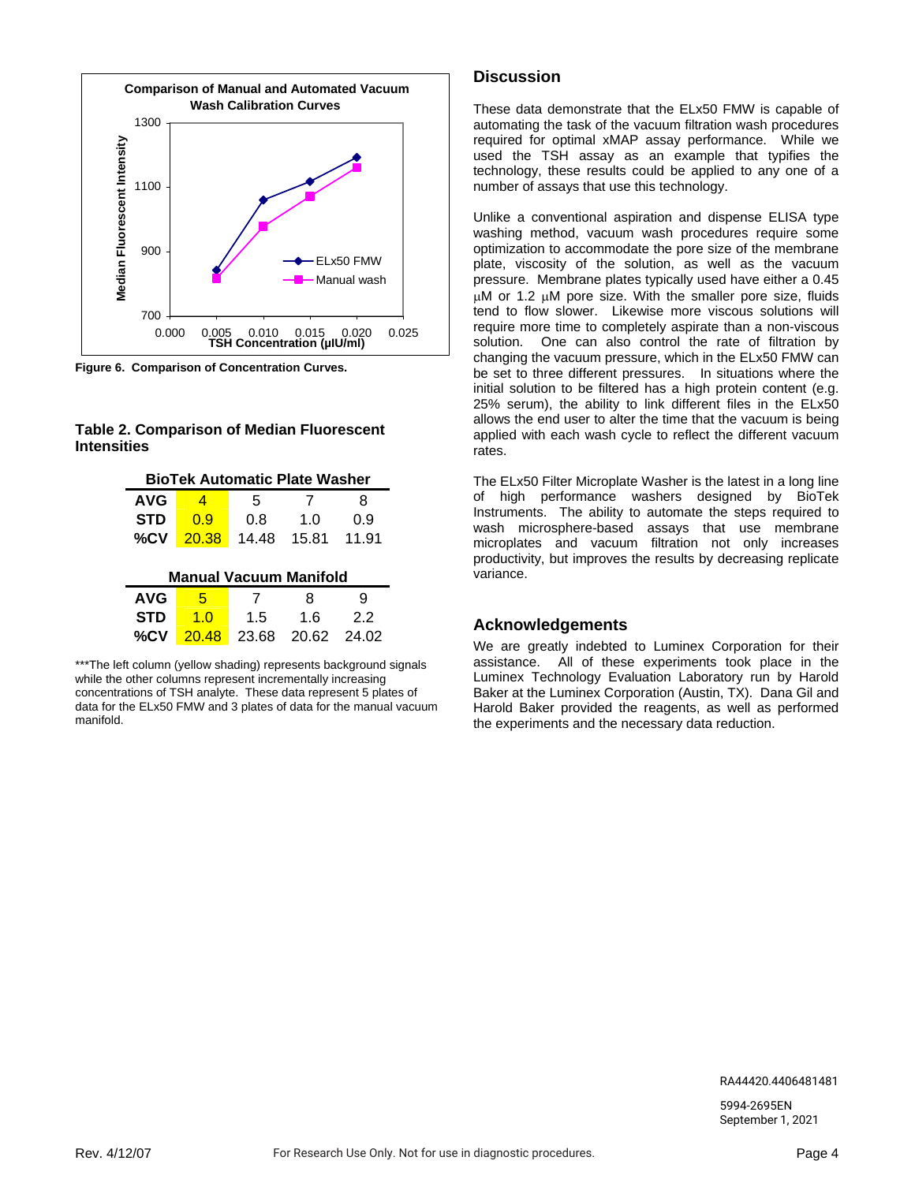Comparison of Manual and Automated Vacuum Wash Calibration Curves

Median Fluorescent Intensity

1300

1100

900

700

0.000 0.005 0.010 0.015 0.020 0.025

TSH Concentration (µIU/ml)

ELx50 FMW

Manual wash

**Figure 6. Comparison of Concentration Curves.**

### Table 2. Comparison of Median Fluorescent Intensities

**BioTek Automatic Plate Washer**

| | | | | |
|---|---|---|---|---|
| **AVG** | 4 | 5 | 7 | 8 |
| **STD** | 0.9 | 0.8 | 1.0 | 0.9 |
| **%CV** | 20.38 | 14.48 | 15.81 | 11.91 |

**Manual Vacuum Manifold**

| | | | | |
|---|---|---|---|---|
| **AVG** | 5 | 7 | 8 | 9 |
| **STD** | 1.0 | 1.5 | 1.6 | 2.2 |
| **%CV** | 20.48 | 23.68 | 20.62 | 24.02 |

***The left column (yellow shading) represents background signals while the other columns represent incrementally increasing concentrations of TSH analyte. These data represent 5 plates of data for the ELx50 FMW and 3 plates of data for the manual vacuum manifold.

## Discussion

These data demonstrate that the ELx50 FMW is capable of automating the task of the vacuum filtration wash procedures required for optimal xMAP assay performance. While we used the TSH assay as an example that typifies the technology, these results could be applied to any one of a number of assays that use this technology.

Unlike a conventional aspiration and dispense ELISA type washing method, vacuum wash procedures require some optimization to accommodate the pore size of the membrane plate, viscosity of the solution, as well as the vacuum pressure. Membrane plates typically used have either a 0.45 μM or 1.2 μM pore size. With the smaller pore size, fluids tend to flow slower. Likewise more viscous solutions will require more time to completely aspirate than a non-viscous solution. One can also control the rate of filtration by changing the vacuum pressure, which in the ELx50 FMW can be set to three different pressures. In situations where the initial solution to be filtered has a high protein content (e.g. 25% serum), the ability to link different files in the ELx50 allows the end user to alter the time that the vacuum is being applied with each wash cycle to reflect the different vacuum rates.

The ELx50 Filter Microplate Washer is the latest in a long line of high performance washers designed by BioTek Instruments. The ability to automate the steps required to wash microsphere-based assays that use membrane microplates and vacuum filtration not only increases productivity, but improves the results by decreasing replicate variance.

## Acknowledgements

We are greatly indebted to Luminex Corporation for their assistance. All of these experiments took place in the Luminex Technology Evaluation Laboratory run by Harold Baker at the Luminex Corporation (Austin, TX). Dana Gil and Harold Baker provided the reagents, as well as performed the experiments and the necessary data reduction.

RA44420.4406481481

5994-2695EN
September 1, 2021

Rev. 4/12/07

For Research Use Only. Not for use in diagnostic procedures.